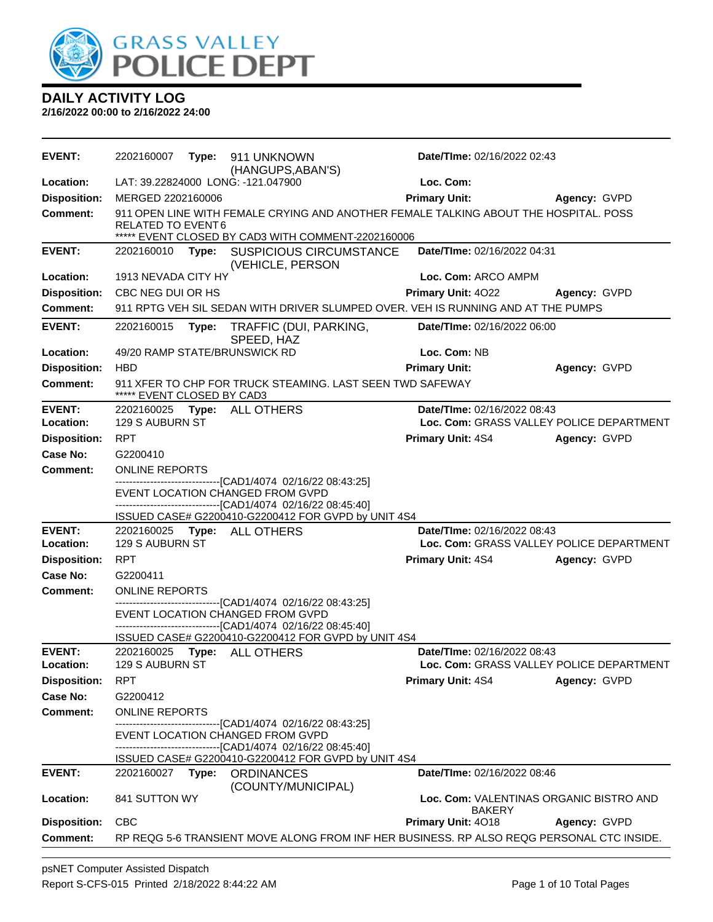GRASS VALLEY POLICE DEPT

# DAILY ACTIVITY LOG

**2/16/2022 00:00 to 2/16/2022 24:00**

| | | | |
|---|---|---|---|
| **EVENT:** | 2202160007 **Type:** 911 UNKNOWN (HANGUPS,ABAN'S) | **Date/TIme:** 02/16/2022 02:43 | |
| **Location:** | LAT: 39.22824000 LONG: -121.047900 | **Loc. Com:** | |
| **Disposition:** | MERGED 2202160006 | **Primary Unit:** | **Agency:** GVPD |
| **Comment:** | 911 OPEN LINE WITH FEMALE CRYING AND ANOTHER FEMALE TALKING ABOUT THE HOSPITAL. POSS RELATED TO EVENT 6<br>***** EVENT CLOSED BY CAD3 WITH COMMENT-2202160006 | | |

| | | | |
|---|---|---|---|
| **EVENT:** | 2202160010 **Type:** SUSPICIOUS CIRCUMSTANCE (VEHICLE, PERSON | **Date/TIme:** 02/16/2022 04:31 | |
| **Location:** | 1913 NEVADA CITY HY | **Loc. Com:** ARCO AMPM | |
| **Disposition:** | CBC NEG DUI OR HS | **Primary Unit:** 4O22 | **Agency:** GVPD |
| **Comment:** | 911 RPTG VEH SIL SEDAN WITH DRIVER SLUMPED OVER. VEH IS RUNNING AND AT THE PUMPS | | |

| | | | |
|---|---|---|---|
| **EVENT:** | 2202160015 **Type:** TRAFFIC (DUI, PARKING, SPEED, HAZ | **Date/TIme:** 02/16/2022 06:00 | |
| **Location:** | 49/20 RAMP STATE/BRUNSWICK RD | **Loc. Com:** NB | |
| **Disposition:** | HBD | **Primary Unit:** | **Agency:** GVPD |
| **Comment:** | 911 XFER TO CHP FOR TRUCK STEAMING. LAST SEEN TWD SAFEWAY<br>***** EVENT CLOSED BY CAD3 | | |

| | | | |
|---|---|---|---|
| **EVENT:** | 2202160025 **Type:** ALL OTHERS | **Date/TIme:** 02/16/2022 08:43 | |
| **Location:** | 129 S AUBURN ST | **Loc. Com:** GRASS VALLEY POLICE DEPARTMENT | |
| **Disposition:** | RPT | **Primary Unit:** 4S4 | **Agency:** GVPD |
| **Case No:** | G2200410 | | |
| **Comment:** | ONLINE REPORTS<br>-------------------------------[CAD1/4074 02/16/22 08:43:25]<br>EVENT LOCATION CHANGED FROM GVPD<br>-------------------------------[CAD1/4074 02/16/22 08:45:40]<br>ISSUED CASE# G2200410-G2200412 FOR GVPD by UNIT 4S4 | | |

| | | | |
|---|---|---|---|
| **EVENT:** | 2202160025 **Type:** ALL OTHERS | **Date/TIme:** 02/16/2022 08:43 | |
| **Location:** | 129 S AUBURN ST | **Loc. Com:** GRASS VALLEY POLICE DEPARTMENT | |
| **Disposition:** | RPT | **Primary Unit:** 4S4 | **Agency:** GVPD |
| **Case No:** | G2200411 | | |
| **Comment:** | ONLINE REPORTS<br>-------------------------------[CAD1/4074 02/16/22 08:43:25]<br>EVENT LOCATION CHANGED FROM GVPD<br>-------------------------------[CAD1/4074 02/16/22 08:45:40]<br>ISSUED CASE# G2200410-G2200412 FOR GVPD by UNIT 4S4 | | |

| | | | |
|---|---|---|---|
| **EVENT:** | 2202160025 **Type:** ALL OTHERS | **Date/TIme:** 02/16/2022 08:43 | |
| **Location:** | 129 S AUBURN ST | **Loc. Com:** GRASS VALLEY POLICE DEPARTMENT | |
| **Disposition:** | RPT | **Primary Unit:** 4S4 | **Agency:** GVPD |
| **Case No:** | G2200412 | | |
| **Comment:** | ONLINE REPORTS<br>-------------------------------[CAD1/4074 02/16/22 08:43:25]<br>EVENT LOCATION CHANGED FROM GVPD<br>-------------------------------[CAD1/4074 02/16/22 08:45:40]<br>ISSUED CASE# G2200410-G2200412 FOR GVPD by UNIT 4S4 | | |

| | | | |
|---|---|---|---|
| **EVENT:** | 2202160027 **Type:** ORDINANCES (COUNTY/MUNICIPAL) | **Date/TIme:** 02/16/2022 08:46 | |
| **Location:** | 841 SUTTON WY | **Loc. Com:** VALENTINAS ORGANIC BISTRO AND BAKERY | |
| **Disposition:** | CBC | **Primary Unit:** 4O18 | **Agency:** GVPD |
| **Comment:** | RP REQG 5-6 TRANSIENT MOVE ALONG FROM INF HER BUSINESS. RP ALSO REQG PERSONAL CTC INSIDE. | | |

psNET Computer Assisted Dispatch
Report S-CFS-015 Printed 2/18/2022 8:44:22 AM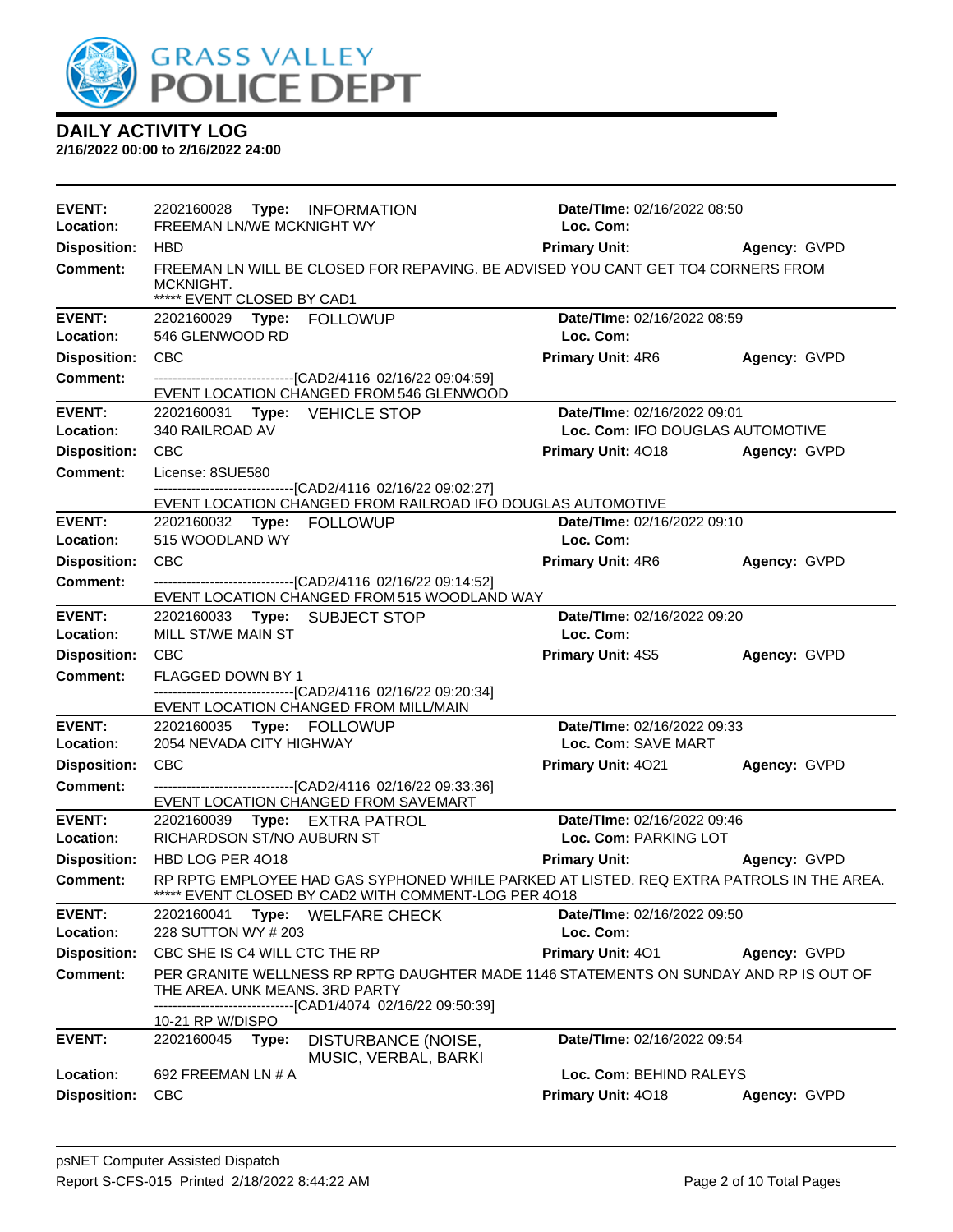# DAILY ACTIVITY LOG

**2/16/2022 00:00 to 2/16/2022 24:00**

---

**EVENT:** 2202160028 **Type:** INFORMATION
**Date/TIme:** 02/16/2022 08:50
**Location:** FREEMAN LN/WE MCKNIGHT WY
**Loc. Com:**
**Disposition:** HBD
**Primary Unit:**
**Agency:** GVPD
**Comment:** FREEMAN LN WILL BE CLOSED FOR REPAVING. BE ADVISED YOU CANT GET TO4 CORNERS FROM MCKNIGHT.
***** EVENT CLOSED BY CAD1

---

**EVENT:** 2202160029 **Type:** FOLLOWUP
**Date/TIme:** 02/16/2022 08:59
**Location:** 546 GLENWOOD RD
**Loc. Com:**
**Disposition:** CBC
**Primary Unit:** 4R6
**Agency:** GVPD
**Comment:** ------------------------------[CAD2/4116 02/16/22 09:04:59]
EVENT LOCATION CHANGED FROM 546 GLENWOOD

---

**EVENT:** 2202160031 **Type:** VEHICLE STOP
**Date/TIme:** 02/16/2022 09:01
**Location:** 340 RAILROAD AV
**Loc. Com:** IFO DOUGLAS AUTOMOTIVE
**Disposition:** CBC
**Primary Unit:** 4O18
**Agency:** GVPD
**Comment:** License: 8SUE580
------------------------------[CAD2/4116 02/16/22 09:02:27]
EVENT LOCATION CHANGED FROM RAILROAD IFO DOUGLAS AUTOMOTIVE

---

**EVENT:** 2202160032 **Type:** FOLLOWUP
**Date/TIme:** 02/16/2022 09:10
**Location:** 515 WOODLAND WY
**Loc. Com:**
**Disposition:** CBC
**Primary Unit:** 4R6
**Agency:** GVPD
**Comment:** ------------------------------[CAD2/4116 02/16/22 09:14:52]
EVENT LOCATION CHANGED FROM 515 WOODLAND WAY

---

**EVENT:** 2202160033 **Type:** SUBJECT STOP
**Date/TIme:** 02/16/2022 09:20
**Location:** MILL ST/WE MAIN ST
**Loc. Com:**
**Disposition:** CBC
**Primary Unit:** 4S5
**Agency:** GVPD
**Comment:** FLAGGED DOWN BY 1
------------------------------[CAD2/4116 02/16/22 09:20:34]
EVENT LOCATION CHANGED FROM MILL/MAIN

---

**EVENT:** 2202160035 **Type:** FOLLOWUP
**Date/TIme:** 02/16/2022 09:33
**Location:** 2054 NEVADA CITY HIGHWAY
**Loc. Com:** SAVE MART
**Disposition:** CBC
**Primary Unit:** 4O21
**Agency:** GVPD
**Comment:** ------------------------------[CAD2/4116 02/16/22 09:33:36]
EVENT LOCATION CHANGED FROM SAVEMART

---

**EVENT:** 2202160039 **Type:** EXTRA PATROL
**Date/TIme:** 02/16/2022 09:46
**Location:** RICHARDSON ST/NO AUBURN ST
**Loc. Com:** PARKING LOT
**Disposition:** HBD LOG PER 4O18
**Primary Unit:**
**Agency:** GVPD
**Comment:** RP RPTG EMPLOYEE HAD GAS SYPHONED WHILE PARKED AT LISTED. REQ EXTRA PATROLS IN THE AREA.
***** EVENT CLOSED BY CAD2 WITH COMMENT-LOG PER 4O18

---

**EVENT:** 2202160041 **Type:** WELFARE CHECK
**Date/TIme:** 02/16/2022 09:50
**Location:** 228 SUTTON WY # 203
**Loc. Com:**
**Disposition:** CBC SHE IS C4 WILL CTC THE RP
**Primary Unit:** 4O1
**Agency:** GVPD
**Comment:** PER GRANITE WELLNESS RP RPTG DAUGHTER MADE 1146 STATEMENTS ON SUNDAY AND RP IS OUT OF THE AREA. UNK MEANS. 3RD PARTY
------------------------------[CAD1/4074 02/16/22 09:50:39]
10-21 RP W/DISPO

---

**EVENT:** 2202160045 **Type:** DISTURBANCE (NOISE, MUSIC, VERBAL, BARKI
**Date/TIme:** 02/16/2022 09:54
**Location:** 692 FREEMAN LN # A
**Loc. Com:** BEHIND RALEYS
**Disposition:** CBC
**Primary Unit:** 4O18
**Agency:** GVPD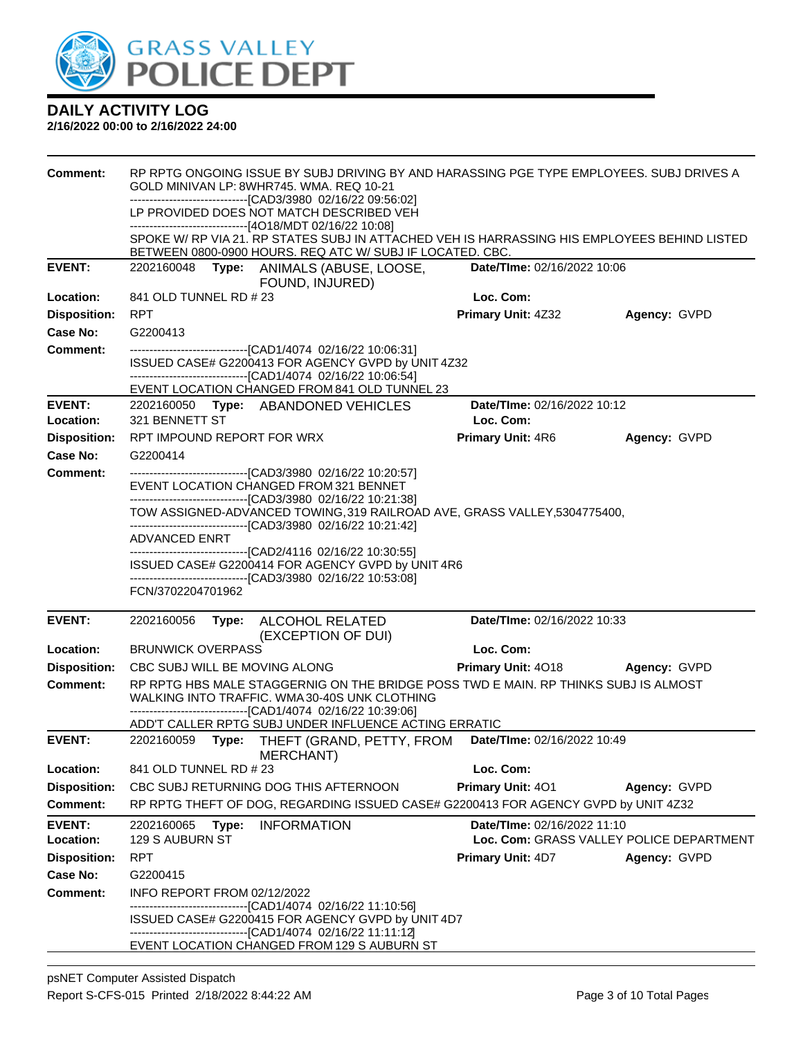# DAILY ACTIVITY LOG

**2/16/2022 00:00 to 2/16/2022 24:00**

**Comment:** RP RPTG ONGOING ISSUE BY SUBJ DRIVING BY AND HARASSING PGE TYPE EMPLOYEES. SUBJ DRIVES A GOLD MINIVAN LP: 8WHR745. WMA. REQ 10-21
------------------------------[CAD3/3980 02/16/22 09:56:02]
LP PROVIDED DOES NOT MATCH DESCRIBED VEH
------------------------------[4O18/MDT 02/16/22 10:08]
SPOKE W/ RP VIA 21. RP STATES SUBJ IN ATTACHED VEH IS HARRASSING HIS EMPLOYEES BEHIND LISTED BETWEEN 0800-0900 HOURS. REQ ATC W/ SUBJ IF LOCATED. CBC.

---

**EVENT:** 2202160048 **Type:** ANIMALS (ABUSE, LOOSE, FOUND, INJURED) **Date/TIme:** 02/16/2022 10:06
**Location:** 841 OLD TUNNEL RD # 23 **Loc. Com:**
**Disposition:** RPT **Primary Unit:** 4Z32 **Agency:** GVPD
**Case No:** G2200413
**Comment:** ------------------------------[CAD1/4074 02/16/22 10:06:31]
ISSUED CASE# G2200413 FOR AGENCY GVPD by UNIT 4Z32
------------------------------[CAD1/4074 02/16/22 10:06:54]
EVENT LOCATION CHANGED FROM 841 OLD TUNNEL 23

---

**EVENT:** 2202160050 **Type:** ABANDONED VEHICLES **Date/TIme:** 02/16/2022 10:12
**Location:** 321 BENNETT ST **Loc. Com:**
**Disposition:** RPT IMPOUND REPORT FOR WRX **Primary Unit:** 4R6 **Agency:** GVPD
**Case No:** G2200414
**Comment:** ------------------------------[CAD3/3980 02/16/22 10:20:57]
EVENT LOCATION CHANGED FROM 321 BENNET
------------------------------[CAD3/3980 02/16/22 10:21:38]
TOW ASSIGNED-ADVANCED TOWING,319 RAILROAD AVE, GRASS VALLEY,5304775400,
------------------------------[CAD3/3980 02/16/22 10:21:42]
ADVANCED ENRT
------------------------------[CAD2/4116 02/16/22 10:30:55]
ISSUED CASE# G2200414 FOR AGENCY GVPD by UNIT 4R6
------------------------------[CAD3/3980 02/16/22 10:53:08]
FCN/3702204701962

---

**EVENT:** 2202160056 **Type:** ALCOHOL RELATED (EXCEPTION OF DUI) **Date/TIme:** 02/16/2022 10:33
**Location:** BRUNWICK OVERPASS **Loc. Com:**
**Disposition:** CBC SUBJ WILL BE MOVING ALONG **Primary Unit:** 4O18 **Agency:** GVPD
**Comment:** RP RPTG HBS MALE STAGGERNIG ON THE BRIDGE POSS TWD E MAIN. RP THINKS SUBJ IS ALMOST WALKING INTO TRAFFIC. WMA 30-40S UNK CLOTHING
------------------------------[CAD1/4074 02/16/22 10:39:06]
ADD'T CALLER RPTG SUBJ UNDER INFLUENCE ACTING ERRATIC

---

**EVENT:** 2202160059 **Type:** THEFT (GRAND, PETTY, FROM MERCHANT) **Date/TIme:** 02/16/2022 10:49
**Location:** 841 OLD TUNNEL RD # 23 **Loc. Com:**
**Disposition:** CBC SUBJ RETURNING DOG THIS AFTERNOON **Primary Unit:** 4O1 **Agency:** GVPD
**Comment:** RP RPTG THEFT OF DOG, REGARDING ISSUED CASE# G2200413 FOR AGENCY GVPD by UNIT 4Z32

---

**EVENT:** 2202160065 **Type:** INFORMATION **Date/TIme:** 02/16/2022 11:10
**Location:** 129 S AUBURN ST **Loc. Com:** GRASS VALLEY POLICE DEPARTMENT
**Disposition:** RPT **Primary Unit:** 4D7 **Agency:** GVPD
**Case No:** G2200415
**Comment:** INFO REPORT FROM 02/12/2022
------------------------------[CAD1/4074 02/16/22 11:10:56]
ISSUED CASE# G2200415 FOR AGENCY GVPD by UNIT 4D7
------------------------------[CAD1/4074 02/16/22 11:11:12]
EVENT LOCATION CHANGED FROM 129 S AUBURN ST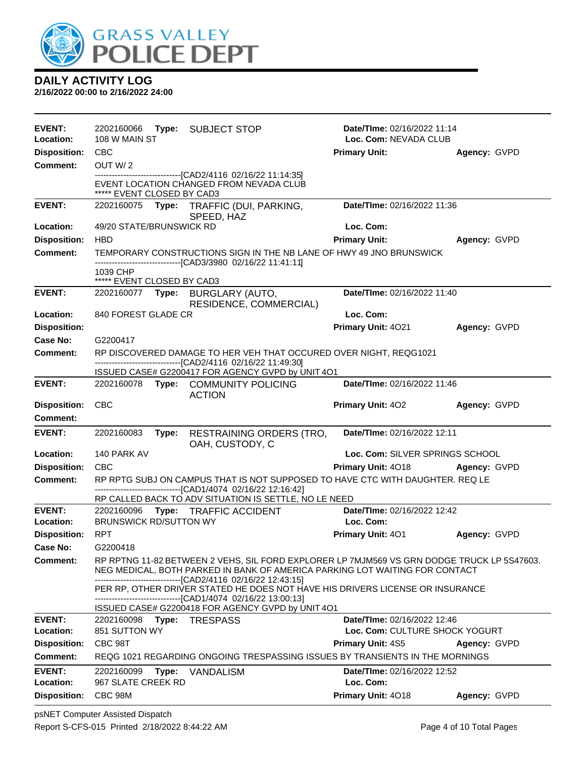## DAILY ACTIVITY LOG

**2/16/2022 00:00 to 2/16/2022 24:00**

---

**EVENT:** 2202160066 **Type:** SUBJECT STOP **Date/TIme:** 02/16/2022 11:14
**Location:** 108 W MAIN ST **Loc. Com:** NEVADA CLUB
**Disposition:** CBC **Primary Unit:** **Agency:** GVPD
**Comment:** OUT W/ 2

------------------------------[CAD2/4116 02/16/22 11:14:35]
EVENT LOCATION CHANGED FROM NEVADA CLUB
***** EVENT CLOSED BY CAD3

---

**EVENT:** 2202160075 **Type:** TRAFFIC (DUI, PARKING, SPEED, HAZ **Date/TIme:** 02/16/2022 11:36
**Location:** 49/20 STATE/BRUNSWICK RD **Loc. Com:**
**Disposition:** HBD **Primary Unit:** **Agency:** GVPD
**Comment:** TEMPORARY CONSTRUCTIONS SIGN IN THE NB LANE OF HWY 49 JNO BRUNSWICK

------------------------------[CAD3/3980 02/16/22 11:41:11]
1039 CHP
***** EVENT CLOSED BY CAD3

---

**EVENT:** 2202160077 **Type:** BURGLARY (AUTO, RESIDENCE, COMMERCIAL) **Date/TIme:** 02/16/2022 11:40
**Location:** 840 FOREST GLADE CR **Loc. Com:**
**Disposition:** **Primary Unit:** 4O21 **Agency:** GVPD
**Case No:** G2200417
**Comment:** RP DISCOVERED DAMAGE TO HER VEH THAT OCCURED OVER NIGHT, REQG1021

------------------------------[CAD2/4116 02/16/22 11:49:30]
ISSUED CASE# G2200417 FOR AGENCY GVPD by UNIT 4O1

---

**EVENT:** 2202160078 **Type:** COMMUNITY POLICING ACTION **Date/TIme:** 02/16/2022 11:46
**Disposition:** CBC **Primary Unit:** 4O2 **Agency:** GVPD
**Comment:**

---

**EVENT:** 2202160083 **Type:** RESTRAINING ORDERS (TRO, OAH, CUSTODY, C **Date/TIme:** 02/16/2022 12:11
**Location:** 140 PARK AV **Loc. Com:** SILVER SPRINGS SCHOOL
**Disposition:** CBC **Primary Unit:** 4O18 **Agency:** GVPD
**Comment:** RP RPTG SUBJ ON CAMPUS THAT IS NOT SUPPOSED TO HAVE CTC WITH DAUGHTER. REQ LE

------------------------------[CAD1/4074 02/16/22 12:16:42]
RP CALLED BACK TO ADV SITUATION IS SETTLE, NO LE NEED

---

**EVENT:** 2202160096 **Type:** TRAFFIC ACCIDENT **Date/TIme:** 02/16/2022 12:42
**Location:** BRUNSWICK RD/SUTTON WY **Loc. Com:**
**Disposition:** RPT **Primary Unit:** 4O1 **Agency:** GVPD
**Case No:** G2200418
**Comment:** RP RPTNG 11-82 BETWEEN 2 VEHS, SIL FORD EXPLORER LP 7MJM569 VS GRN DODGE TRUCK LP 5S47603. NEG MEDICAL, BOTH PARKED IN BANK OF AMERICA PARKING LOT WAITING FOR CONTACT

------------------------------[CAD2/4116 02/16/22 12:43:15]
PER RP, OTHER DRIVER STATED HE DOES NOT HAVE HIS DRIVERS LICENSE OR INSURANCE
------------------------------[CAD1/4074 02/16/22 13:00:13]
ISSUED CASE# G2200418 FOR AGENCY GVPD by UNIT 4O1

---

**EVENT:** 2202160098 **Type:** TRESPASS **Date/TIme:** 02/16/2022 12:46
**Location:** 851 SUTTON WY **Loc. Com:** CULTURE SHOCK YOGURT
**Disposition:** CBC 98T **Primary Unit:** 4S5 **Agency:** GVPD
**Comment:** REQG 1021 REGARDING ONGOING TRESPASSING ISSUES BY TRANSIENTS IN THE MORNINGS

---

**EVENT:** 2202160099 **Type:** VANDALISM **Date/TIme:** 02/16/2022 12:52
**Location:** 967 SLATE CREEK RD **Loc. Com:**
**Disposition:** CBC 98M **Primary Unit:** 4O18 **Agency:** GVPD

---

psNET Computer Assisted Dispatch
Report S-CFS-015 Printed 2/18/2022 8:44:22 AM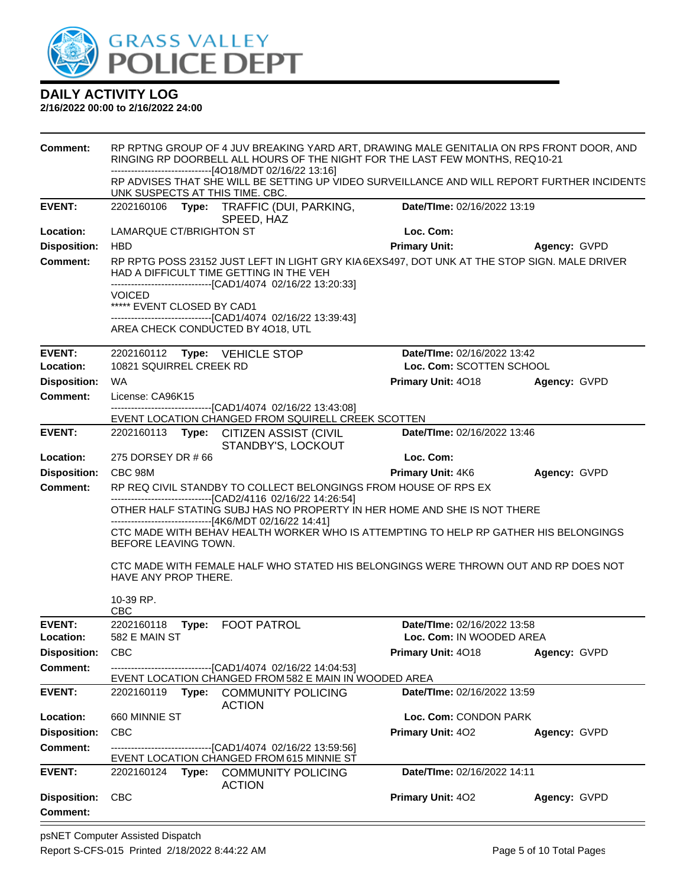# DAILY ACTIVITY LOG

**2/16/2022 00:00 to 2/16/2022 24:00**

**Comment:** RP RPTNG GROUP OF 4 JUV BREAKING YARD ART, DRAWING MALE GENITALIA ON RPS FRONT DOOR, AND RINGING RP DOORBELL ALL HOURS OF THE NIGHT FOR THE LAST FEW MONTHS, REQ10-21
------------------------------[4O18/MDT 02/16/22 13:16]
RP ADVISES THAT SHE WILL BE SETTING UP VIDEO SURVEILLANCE AND WILL REPORT FURTHER INCIDENTS UNK SUSPECTS AT THIS TIME. CBC.

---

**EVENT:** 2202160106 **Type:** TRAFFIC (DUI, PARKING, SPEED, HAZ **Date/TIme:** 02/16/2022 13:19
**Location:** LAMARQUE CT/BRIGHTON ST **Loc. Com:**
**Disposition:** HBD **Primary Unit:** **Agency:** GVPD
**Comment:** RP RPTG POSS 23152 JUST LEFT IN LIGHT GRY KIA 6EXS497, DOT UNK AT THE STOP SIGN. MALE DRIVER HAD A DIFFICULT TIME GETTING IN THE VEH
------------------------------[CAD1/4074 02/16/22 13:20:33]
VOICED
***** EVENT CLOSED BY CAD1
------------------------------[CAD1/4074 02/16/22 13:39:43]
AREA CHECK CONDUCTED BY 4O18, UTL

---

**EVENT:** 2202160112 **Type:** VEHICLE STOP **Date/TIme:** 02/16/2022 13:42
**Location:** 10821 SQUIRREL CREEK RD **Loc. Com:** SCOTTEN SCHOOL
**Disposition:** WA **Primary Unit:** 4O18 **Agency:** GVPD
**Comment:** License: CA96K15
------------------------------[CAD1/4074 02/16/22 13:43:08]
EVENT LOCATION CHANGED FROM SQUIRELL CREEK SCOTTEN

---

**EVENT:** 2202160113 **Type:** CITIZEN ASSIST (CIVIL STANDBY'S, LOCKOUT **Date/TIme:** 02/16/2022 13:46
**Location:** 275 DORSEY DR # 66 **Loc. Com:**
**Disposition:** CBC 98M **Primary Unit:** 4K6 **Agency:** GVPD
**Comment:** RP REQ CIVIL STANDBY TO COLLECT BELONGINGS FROM HOUSE OF RPS EX
------------------------------[CAD2/4116 02/16/22 14:26:54]
OTHER HALF STATING SUBJ HAS NO PROPERTY IN HER HOME AND SHE IS NOT THERE
------------------------------[4K6/MDT 02/16/22 14:41]
CTC MADE WITH BEHAV HEALTH WORKER WHO IS ATTEMPTING TO HELP RP GATHER HIS BELONGINGS BEFORE LEAVING TOWN.

CTC MADE WITH FEMALE HALF WHO STATED HIS BELONGINGS WERE THROWN OUT AND RP DOES NOT HAVE ANY PROP THERE.

10-39 RP.
CBC

---

**EVENT:** 2202160118 **Type:** FOOT PATROL **Date/TIme:** 02/16/2022 13:58
**Location:** 582 E MAIN ST **Loc. Com:** IN WOODED AREA
**Disposition:** CBC **Primary Unit:** 4O18 **Agency:** GVPD
**Comment:** ------------------------------[CAD1/4074 02/16/22 14:04:53]
EVENT LOCATION CHANGED FROM 582 E MAIN IN WOODED AREA

---

**EVENT:** 2202160119 **Type:** COMMUNITY POLICING ACTION **Date/TIme:** 02/16/2022 13:59
**Location:** 660 MINNIE ST **Loc. Com:** CONDON PARK
**Disposition:** CBC **Primary Unit:** 4O2 **Agency:** GVPD
**Comment:** ------------------------------[CAD1/4074 02/16/22 13:59:56]
EVENT LOCATION CHANGED FROM 615 MINNIE ST

---

**EVENT:** 2202160124 **Type:** COMMUNITY POLICING ACTION **Date/TIme:** 02/16/2022 14:11
**Disposition:** CBC **Primary Unit:** 4O2 **Agency:** GVPD
**Comment:**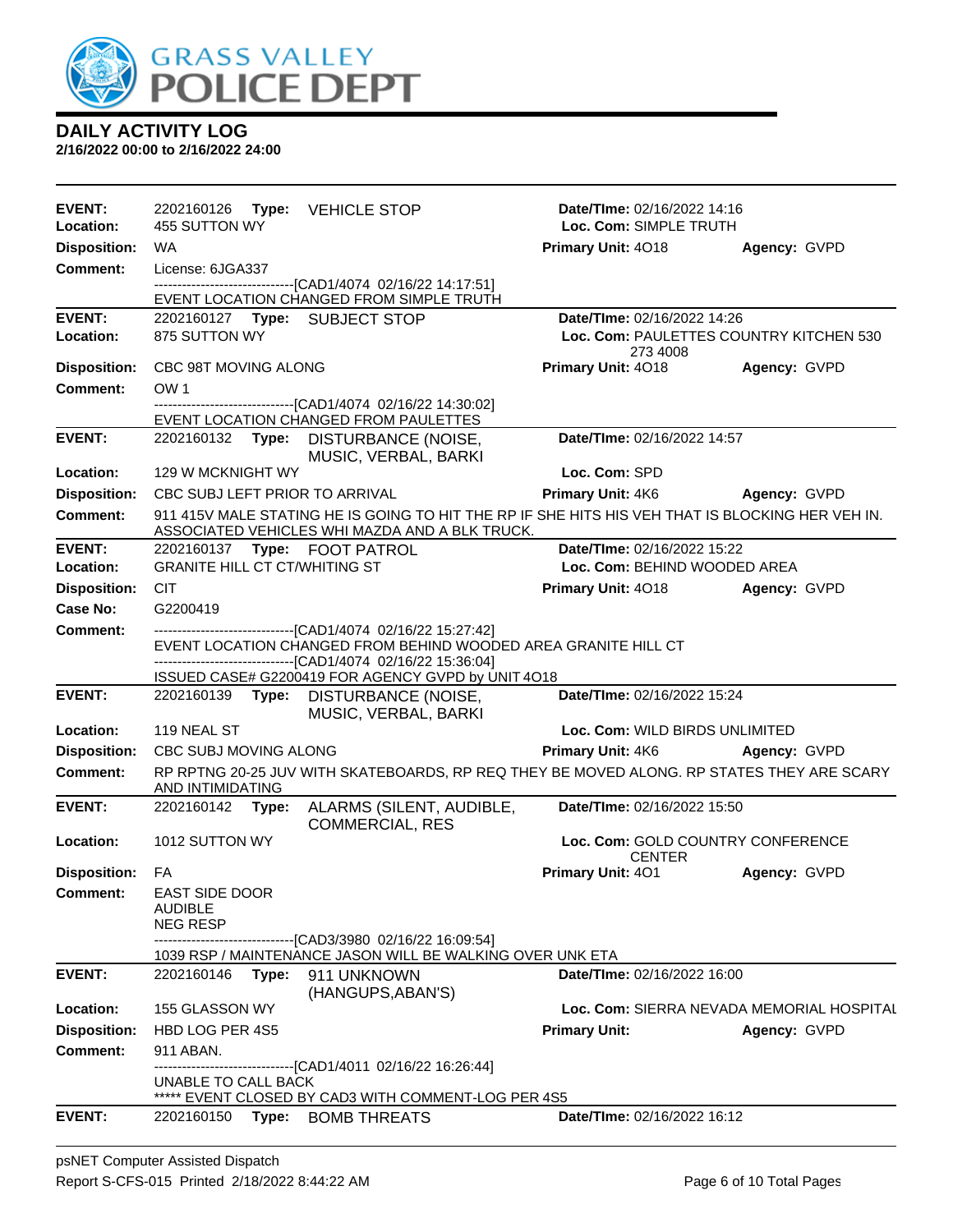# GRASS VALLEY POLICE DEPT

## DAILY ACTIVITY LOG

**2/16/2022 00:00 to 2/16/2022 24:00**

---

**EVENT:** 2202160126 **Type:** VEHICLE STOP **Date/TIme:** 02/16/2022 14:16
**Location:** 455 SUTTON WY **Loc. Com:** SIMPLE TRUTH
**Disposition:** WA **Primary Unit:** 4O18 **Agency:** GVPD
**Comment:** License: 6JGA337
------------------------------[CAD1/4074 02/16/22 14:17:51]
EVENT LOCATION CHANGED FROM SIMPLE TRUTH

---

**EVENT:** 2202160127 **Type:** SUBJECT STOP **Date/TIme:** 02/16/2022 14:26
**Location:** 875 SUTTON WY **Loc. Com:** PAULETTES COUNTRY KITCHEN 530 273 4008
**Disposition:** CBC 98T MOVING ALONG **Primary Unit:** 4O18 **Agency:** GVPD
**Comment:** OW 1
------------------------------[CAD1/4074 02/16/22 14:30:02]
EVENT LOCATION CHANGED FROM PAULETTES

---

**EVENT:** 2202160132 **Type:** DISTURBANCE (NOISE, MUSIC, VERBAL, BARKI **Date/TIme:** 02/16/2022 14:57
**Location:** 129 W MCKNIGHT WY **Loc. Com:** SPD
**Disposition:** CBC SUBJ LEFT PRIOR TO ARRIVAL **Primary Unit:** 4K6 **Agency:** GVPD
**Comment:** 911 415V MALE STATING HE IS GOING TO HIT THE RP IF SHE HITS HIS VEH THAT IS BLOCKING HER VEH IN. ASSOCIATED VEHICLES WHI MAZDA AND A BLK TRUCK.

---

**EVENT:** 2202160137 **Type:** FOOT PATROL **Date/TIme:** 02/16/2022 15:22
**Location:** GRANITE HILL CT CT/WHITING ST **Loc. Com:** BEHIND WOODED AREA
**Disposition:** CIT **Primary Unit:** 4O18 **Agency:** GVPD
**Case No:** G2200419
**Comment:** ------------------------------[CAD1/4074 02/16/22 15:27:42]
EVENT LOCATION CHANGED FROM BEHIND WOODED AREA GRANITE HILL CT
------------------------------[CAD1/4074 02/16/22 15:36:04]
ISSUED CASE# G2200419 FOR AGENCY GVPD by UNIT 4O18

---

**EVENT:** 2202160139 **Type:** DISTURBANCE (NOISE, MUSIC, VERBAL, BARKI **Date/TIme:** 02/16/2022 15:24
**Location:** 119 NEAL ST **Loc. Com:** WILD BIRDS UNLIMITED
**Disposition:** CBC SUBJ MOVING ALONG **Primary Unit:** 4K6 **Agency:** GVPD
**Comment:** RP RPTNG 20-25 JUV WITH SKATEBOARDS, RP REQ THEY BE MOVED ALONG. RP STATES THEY ARE SCARY AND INTIMIDATING

---

**EVENT:** 2202160142 **Type:** ALARMS (SILENT, AUDIBLE, COMMERCIAL, RES **Date/TIme:** 02/16/2022 15:50
**Location:** 1012 SUTTON WY **Loc. Com:** GOLD COUNTRY CONFERENCE CENTER
**Disposition:** FA **Primary Unit:** 4O1 **Agency:** GVPD
**Comment:** EAST SIDE DOOR
AUDIBLE
NEG RESP
------------------------------[CAD3/3980 02/16/22 16:09:54]
1039 RSP / MAINTENANCE JASON WILL BE WALKING OVER UNK ETA

---

**EVENT:** 2202160146 **Type:** 911 UNKNOWN (HANGUPS,ABAN'S) **Date/TIme:** 02/16/2022 16:00
**Location:** 155 GLASSON WY **Loc. Com:** SIERRA NEVADA MEMORIAL HOSPITAL
**Disposition:** HBD LOG PER 4S5 **Primary Unit:** **Agency:** GVPD
**Comment:** 911 ABAN.
------------------------------[CAD1/4011 02/16/22 16:26:44]
UNABLE TO CALL BACK
***** EVENT CLOSED BY CAD3 WITH COMMENT-LOG PER 4S5

---

**EVENT:** 2202160150 **Type:** BOMB THREATS **Date/TIme:** 02/16/2022 16:12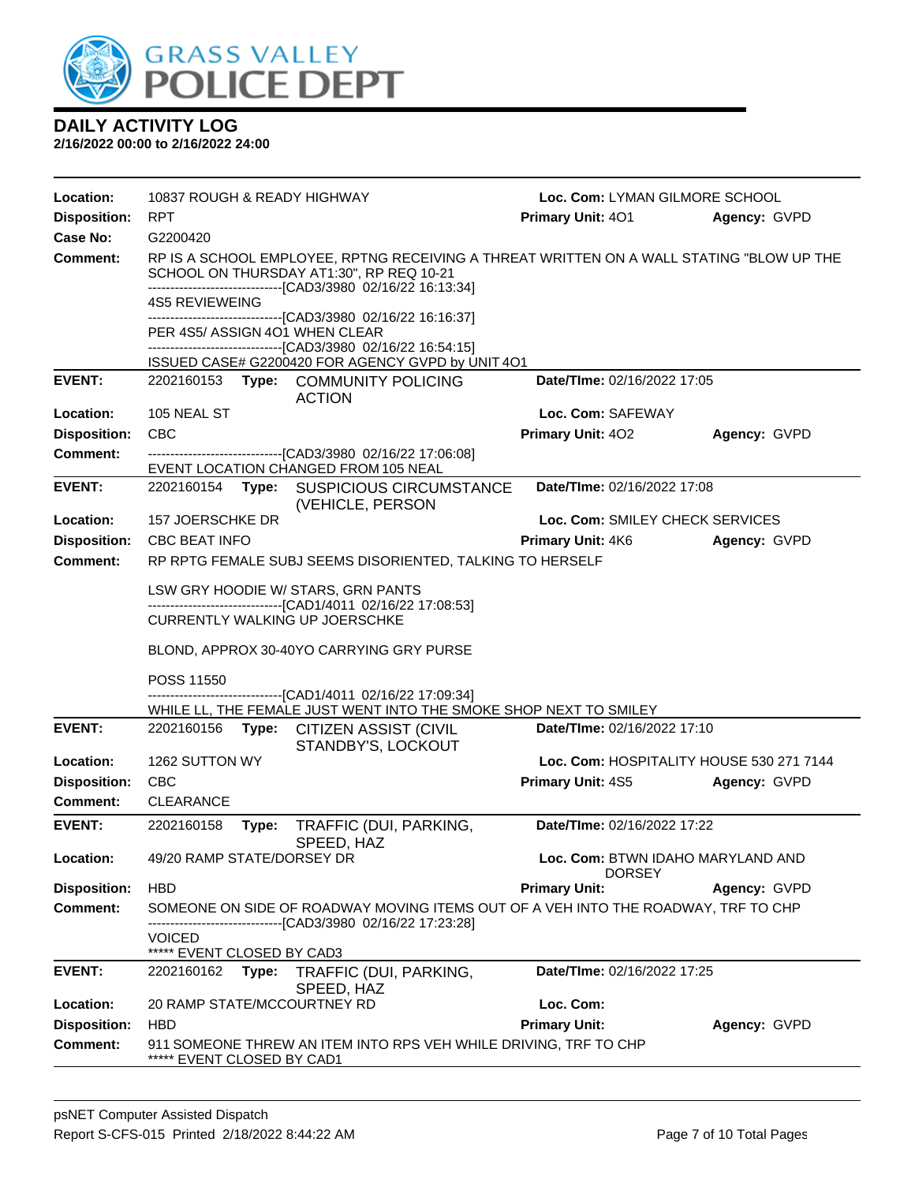# DAILY ACTIVITY LOG

**2/16/2022 00:00 to 2/16/2022 24:00**

| | | | |
|---|---|---|---|
| **Location:** | 10837 ROUGH & READY HIGHWAY | **Loc. Com:** LYMAN GILMORE SCHOOL | |
| **Disposition:** | RPT | **Primary Unit:** 4O1 | **Agency:** GVPD |
| **Case No:** | G2200420 | | |

**Comment:** RP IS A SCHOOL EMPLOYEE, RPTNG RECEIVING A THREAT WRITTEN ON A WALL STATING "BLOW UP THE SCHOOL ON THURSDAY AT1:30", RP REQ 10-21
------------------------------[CAD3/3980 02/16/22 16:13:34]
4S5 REVIEWEING
------------------------------[CAD3/3980 02/16/22 16:16:37]
PER 4S5/ ASSIGN 4O1 WHEN CLEAR
------------------------------[CAD3/3980 02/16/22 16:54:15]
ISSUED CASE# G2200420 FOR AGENCY GVPD by UNIT 4O1

---

| | | | |
|---|---|---|---|
| **EVENT:** | 2202160153 **Type:** COMMUNITY POLICING ACTION | **Date/TIme:** 02/16/2022 17:05 | |
| **Location:** | 105 NEAL ST | **Loc. Com:** SAFEWAY | |
| **Disposition:** | CBC | **Primary Unit:** 4O2 | **Agency:** GVPD |

**Comment:** ------------------------------[CAD3/3980 02/16/22 17:06:08]
EVENT LOCATION CHANGED FROM 105 NEAL

---

| | | | |
|---|---|---|---|
| **EVENT:** | 2202160154 **Type:** SUSPICIOUS CIRCUMSTANCE (VEHICLE, PERSON | **Date/TIme:** 02/16/2022 17:08 | |
| **Location:** | 157 JOERSCHKE DR | **Loc. Com:** SMILEY CHECK SERVICES | |
| **Disposition:** | CBC BEAT INFO | **Primary Unit:** 4K6 | **Agency:** GVPD |

**Comment:** RP RPTG FEMALE SUBJ SEEMS DISORIENTED, TALKING TO HERSELF

LSW GRY HOODIE W/ STARS, GRN PANTS
------------------------------[CAD1/4011 02/16/22 17:08:53]
CURRENTLY WALKING UP JOERSCHKE

BLOND, APPROX 30-40YO CARRYING GRY PURSE

POSS 11550
------------------------------[CAD1/4011 02/16/22 17:09:34]
WHILE LL, THE FEMALE JUST WENT INTO THE SMOKE SHOP NEXT TO SMILEY

---

| | | | |
|---|---|---|---|
| **EVENT:** | 2202160156 **Type:** CITIZEN ASSIST (CIVIL STANDBY'S, LOCKOUT | **Date/TIme:** 02/16/2022 17:10 | |
| **Location:** | 1262 SUTTON WY | **Loc. Com:** HOSPITALITY HOUSE 530 271 7144 | |
| **Disposition:** | CBC | **Primary Unit:** 4S5 | **Agency:** GVPD |

**Comment:** CLEARANCE

---

| | | | |
|---|---|---|---|
| **EVENT:** | 2202160158 **Type:** TRAFFIC (DUI, PARKING, SPEED, HAZ | **Date/TIme:** 02/16/2022 17:22 | |
| **Location:** | 49/20 RAMP STATE/DORSEY DR | **Loc. Com:** BTWN IDAHO MARYLAND AND DORSEY | |
| **Disposition:** | HBD | **Primary Unit:** | **Agency:** GVPD |

**Comment:** SOMEONE ON SIDE OF ROADWAY MOVING ITEMS OUT OF A VEH INTO THE ROADWAY, TRF TO CHP
------------------------------[CAD3/3980 02/16/22 17:23:28]
VOICED
***** EVENT CLOSED BY CAD3

---

| | | | |
|---|---|---|---|
| **EVENT:** | 2202160162 **Type:** TRAFFIC (DUI, PARKING, SPEED, HAZ | **Date/TIme:** 02/16/2022 17:25 | |
| **Location:** | 20 RAMP STATE/MCCOURTNEY RD | **Loc. Com:** | |
| **Disposition:** | HBD | **Primary Unit:** | **Agency:** GVPD |

**Comment:** 911 SOMEONE THREW AN ITEM INTO RPS VEH WHILE DRIVING, TRF TO CHP
***** EVENT CLOSED BY CAD1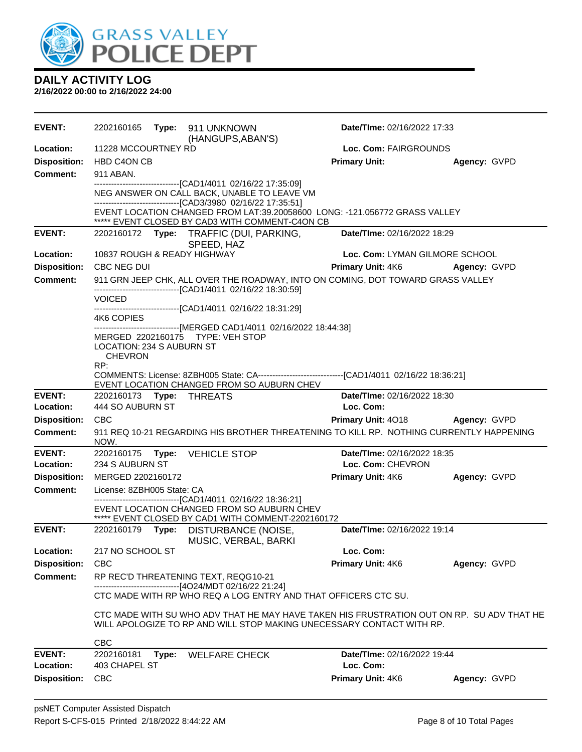# GRASS VALLEY POLICE DEPT

## DAILY ACTIVITY LOG

**2/16/2022 00:00 to 2/16/2022 24:00**

---

**EVENT:** 2202160165 **Type:** 911 UNKNOWN (HANGUPS,ABAN'S) **Date/TIme:** 02/16/2022 17:33
**Location:** 11228 MCCOURTNEY RD **Loc. Com:** FAIRGROUNDS
**Disposition:** HBD C4ON CB **Primary Unit:** **Agency:** GVPD
**Comment:** 911 ABAN.
------------------------------[CAD1/4011 02/16/22 17:35:09]
NEG ANSWER ON CALL BACK, UNABLE TO LEAVE VM
------------------------------[CAD3/3980 02/16/22 17:35:51]
EVENT LOCATION CHANGED FROM LAT:39.20058600 LONG: -121.056772 GRASS VALLEY
***** EVENT CLOSED BY CAD3 WITH COMMENT-C4ON CB

---

**EVENT:** 2202160172 **Type:** TRAFFIC (DUI, PARKING, SPEED, HAZ **Date/TIme:** 02/16/2022 18:29
**Location:** 10837 ROUGH & READY HIGHWAY **Loc. Com:** LYMAN GILMORE SCHOOL
**Disposition:** CBC NEG DUI **Primary Unit:** 4K6 **Agency:** GVPD
**Comment:** 911 GRN JEEP CHK, ALL OVER THE ROADWAY, INTO ON COMING, DOT TOWARD GRASS VALLEY
------------------------------[CAD1/4011 02/16/22 18:30:59]
VOICED
------------------------------[CAD1/4011 02/16/22 18:31:29]
4K6 COPIES
------------------------------[MERGED CAD1/4011 02/16/2022 18:44:38]
MERGED 2202160175 TYPE: VEH STOP
LOCATION: 234 S AUBURN ST
CHEVRON
RP:
COMMENTS: License: 8ZBH005 State: CA------------------------------[CAD1/4011 02/16/22 18:36:21]
EVENT LOCATION CHANGED FROM SO AUBURN CHEV

---

**EVENT:** 2202160173 **Type:** THREATS **Date/TIme:** 02/16/2022 18:30
**Location:** 444 SO AUBURN ST **Loc. Com:**
**Disposition:** CBC **Primary Unit:** 4O18 **Agency:** GVPD
**Comment:** 911 REQ 10-21 REGARDING HIS BROTHER THREATENING TO KILL RP. NOTHING CURRENTLY HAPPENING NOW.

---

**EVENT:** 2202160175 **Type:** VEHICLE STOP **Date/TIme:** 02/16/2022 18:35
**Location:** 234 S AUBURN ST **Loc. Com:** CHEVRON
**Disposition:** MERGED 2202160172 **Primary Unit:** 4K6 **Agency:** GVPD
**Comment:** License: 8ZBH005 State: CA
------------------------------[CAD1/4011 02/16/22 18:36:21]
EVENT LOCATION CHANGED FROM SO AUBURN CHEV
***** EVENT CLOSED BY CAD1 WITH COMMENT-2202160172

---

**EVENT:** 2202160179 **Type:** DISTURBANCE (NOISE, MUSIC, VERBAL, BARKI **Date/TIme:** 02/16/2022 19:14
**Location:** 217 NO SCHOOL ST **Loc. Com:**
**Disposition:** CBC **Primary Unit:** 4K6 **Agency:** GVPD
**Comment:** RP REC'D THREATENING TEXT, REQG10-21
------------------------------[4O24/MDT 02/16/22 21:24]
CTC MADE WITH RP WHO REQ A LOG ENTRY AND THAT OFFICERS CTC SU.

CTC MADE WITH SU WHO ADV THAT HE MAY HAVE TAKEN HIS FRUSTRATION OUT ON RP. SU ADV THAT HE WILL APOLOGIZE TO RP AND WILL STOP MAKING UNECESSARY CONTACT WITH RP.

CBC

---

**EVENT:** 2202160181 **Type:** WELFARE CHECK **Date/TIme:** 02/16/2022 19:44
**Location:** 403 CHAPEL ST **Loc. Com:**
**Disposition:** CBC **Primary Unit:** 4K6 **Agency:** GVPD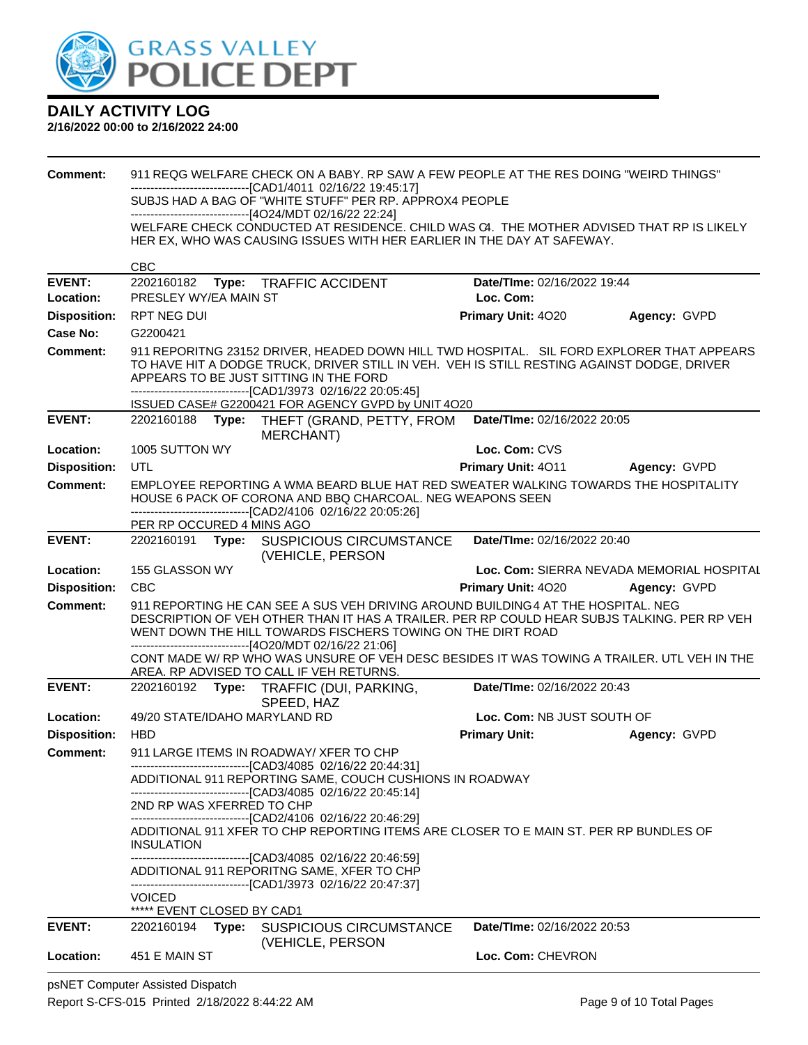**DAILY ACTIVITY LOG**
**2/16/2022 00:00 to 2/16/2022 24:00**

**Comment:** 911 REQG WELFARE CHECK ON A BABY. RP SAW A FEW PEOPLE AT THE RES DOING "WEIRD THINGS"
------------------------------[CAD1/4011 02/16/22 19:45:17]
SUBJS HAD A BAG OF "WHITE STUFF" PER RP. APPROX4 PEOPLE
------------------------------[4O24/MDT 02/16/22 22:24]
WELFARE CHECK CONDUCTED AT RESIDENCE. CHILD WAS C4. THE MOTHER ADVISED THAT RP IS LIKELY HER EX, WHO WAS CAUSING ISSUES WITH HER EARLIER IN THE DAY AT SAFEWAY.

CBC

---

| | | | |
|---|---|---|---|
| **EVENT:** | 2202160182 **Type:** TRAFFIC ACCIDENT | **Date/TIme:** 02/16/2022 19:44 | |
| **Location:** | PRESLEY WY/EA MAIN ST | **Loc. Com:** | |
| **Disposition:** | RPT NEG DUI | **Primary Unit:** 4O20 | **Agency:** GVPD |
| **Case No:** | G2200421 | | |

**Comment:** 911 REPORITNG 23152 DRIVER, HEADED DOWN HILL TWD HOSPITAL. SIL FORD EXPLORER THAT APPEARS TO HAVE HIT A DODGE TRUCK, DRIVER STILL IN VEH. VEH IS STILL RESTING AGAINST DODGE, DRIVER APPEARS TO BE JUST SITTING IN THE FORD
------------------------------[CAD1/3973 02/16/22 20:05:45]
ISSUED CASE# G2200421 FOR AGENCY GVPD by UNIT 4O20

---

| | | | |
|---|---|---|---|
| **EVENT:** | 2202160188 **Type:** THEFT (GRAND, PETTY, FROM MERCHANT) | **Date/TIme:** 02/16/2022 20:05 | |
| **Location:** | 1005 SUTTON WY | **Loc. Com:** CVS | |
| **Disposition:** | UTL | **Primary Unit:** 4O11 | **Agency:** GVPD |

**Comment:** EMPLOYEE REPORTING A WMA BEARD BLUE HAT RED SWEATER WALKING TOWARDS THE HOSPITALITY HOUSE 6 PACK OF CORONA AND BBQ CHARCOAL. NEG WEAPONS SEEN
------------------------------[CAD2/4106 02/16/22 20:05:26]
PER RP OCCURED 4 MINS AGO

---

| | | | |
|---|---|---|---|
| **EVENT:** | 2202160191 **Type:** SUSPICIOUS CIRCUMSTANCE (VEHICLE, PERSON | **Date/TIme:** 02/16/2022 20:40 | |
| **Location:** | 155 GLASSON WY | **Loc. Com:** SIERRA NEVADA MEMORIAL HOSPITAL | |
| **Disposition:** | CBC | **Primary Unit:** 4O20 | **Agency:** GVPD |

**Comment:** 911 REPORTING HE CAN SEE A SUS VEH DRIVING AROUND BUILDING 4 AT THE HOSPITAL. NEG DESCRIPTION OF VEH OTHER THAN IT HAS A TRAILER. PER RP COULD HEAR SUBJS TALKING. PER RP VEH WENT DOWN THE HILL TOWARDS FISCHERS TOWING ON THE DIRT ROAD
------------------------------[4O20/MDT 02/16/22 21:06]
CONT MADE W/ RP WHO WAS UNSURE OF VEH DESC BESIDES IT WAS TOWING A TRAILER. UTL VEH IN THE AREA. RP ADVISED TO CALL IF VEH RETURNS.

---

| | | | |
|---|---|---|---|
| **EVENT:** | 2202160192 **Type:** TRAFFIC (DUI, PARKING, SPEED, HAZ | **Date/TIme:** 02/16/2022 20:43 | |
| **Location:** | 49/20 STATE/IDAHO MARYLAND RD | **Loc. Com:** NB JUST SOUTH OF | |
| **Disposition:** | HBD | **Primary Unit:** | **Agency:** GVPD |

**Comment:** 911 LARGE ITEMS IN ROADWAY/ XFER TO CHP
------------------------------[CAD3/4085 02/16/22 20:44:31]
ADDITIONAL 911 REPORTING SAME, COUCH CUSHIONS IN ROADWAY
------------------------------[CAD3/4085 02/16/22 20:45:14]
2ND RP WAS XFERRED TO CHP
------------------------------[CAD2/4106 02/16/22 20:46:29]
ADDITIONAL 911 XFER TO CHP REPORTING ITEMS ARE CLOSER TO E MAIN ST. PER RP BUNDLES OF INSULATION
------------------------------[CAD3/4085 02/16/22 20:46:59]
ADDITIONAL 911 REPORITNG SAME, XFER TO CHP
------------------------------[CAD1/3973 02/16/22 20:47:37]
VOICED
***** EVENT CLOSED BY CAD1

---

| | | | |
|---|---|---|---|
| **EVENT:** | 2202160194 **Type:** SUSPICIOUS CIRCUMSTANCE (VEHICLE, PERSON | **Date/TIme:** 02/16/2022 20:53 | |
| **Location:** | 451 E MAIN ST | **Loc. Com:** CHEVRON | |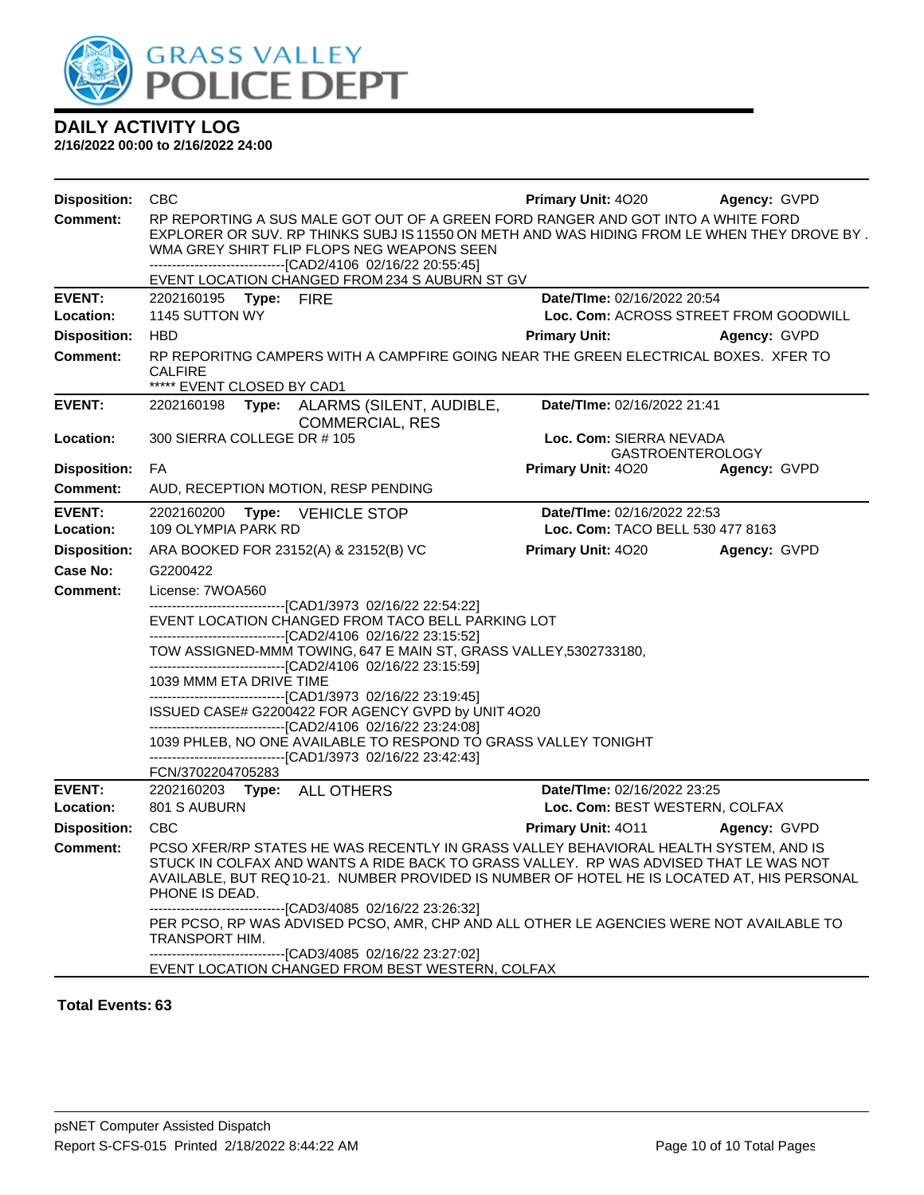# DAILY ACTIVITY LOG

**2/16/2022 00:00 to 2/16/2022 24:00**

| | | | |
|---|---|---|---|
| **Disposition:** | CBC | **Primary Unit:** 4O20 | **Agency:** GVPD |
| **Comment:** | RP REPORTING A SUS MALE GOT OUT OF A GREEN FORD RANGER AND GOT INTO A WHITE FORD EXPLORER OR SUV. RP THINKS SUBJ IS 11550 ON METH AND WAS HIDING FROM LE WHEN THEY DROVE BY . WMA GREY SHIRT FLIP FLOPS NEG WEAPONS SEEN<br>------------------------------[CAD2/4106 02/16/22 20:55:45]<br>EVENT LOCATION CHANGED FROM 234 S AUBURN ST GV | | |

| | | | |
|---|---|---|---|
| **EVENT:** | 2202160195 **Type:** FIRE | **Date/TIme:** 02/16/2022 20:54 | |
| **Location:** | 1145 SUTTON WY | **Loc. Com:** ACROSS STREET FROM GOODWILL | |
| **Disposition:** | HBD | **Primary Unit:** | **Agency:** GVPD |
| **Comment:** | RP REPORITNG CAMPERS WITH A CAMPFIRE GOING NEAR THE GREEN ELECTRICAL BOXES. XFER TO CALFIRE<br>***** EVENT CLOSED BY CAD1 | | |

| | | | |
|---|---|---|---|
| **EVENT:** | 2202160198 **Type:** ALARMS (SILENT, AUDIBLE, COMMERCIAL, RES | **Date/TIme:** 02/16/2022 21:41 | |
| **Location:** | 300 SIERRA COLLEGE DR # 105 | **Loc. Com:** SIERRA NEVADA GASTROENTEROLOGY | |
| **Disposition:** | FA | **Primary Unit:** 4O20 | **Agency:** GVPD |
| **Comment:** | AUD, RECEPTION MOTION, RESP PENDING | | |

| | | | |
|---|---|---|---|
| **EVENT:** | 2202160200 **Type:** VEHICLE STOP | **Date/TIme:** 02/16/2022 22:53 | |
| **Location:** | 109 OLYMPIA PARK RD | **Loc. Com:** TACO BELL 530 477 8163 | |
| **Disposition:** | ARA BOOKED FOR 23152(A) & 23152(B) VC | **Primary Unit:** 4O20 | **Agency:** GVPD |
| **Case No:** | G2200422 | | |
| **Comment:** | License: 7WOA560<br>------------------------------[CAD1/3973 02/16/22 22:54:22]<br>EVENT LOCATION CHANGED FROM TACO BELL PARKING LOT<br>------------------------------[CAD2/4106 02/16/22 23:15:52]<br>TOW ASSIGNED-MMM TOWING, 647 E MAIN ST, GRASS VALLEY,5302733180,<br>------------------------------[CAD2/4106 02/16/22 23:15:59]<br>1039 MMM ETA DRIVE TIME<br>------------------------------[CAD1/3973 02/16/22 23:19:45]<br>ISSUED CASE# G2200422 FOR AGENCY GVPD by UNIT 4O20<br>------------------------------[CAD2/4106 02/16/22 23:24:08]<br>1039 PHLEB, NO ONE AVAILABLE TO RESPOND TO GRASS VALLEY TONIGHT<br>------------------------------[CAD1/3973 02/16/22 23:42:43]<br>FCN/3702204705283 | | |

| | | | |
|---|---|---|---|
| **EVENT:** | 2202160203 **Type:** ALL OTHERS | **Date/TIme:** 02/16/2022 23:25 | |
| **Location:** | 801 S AUBURN | **Loc. Com:** BEST WESTERN, COLFAX | |
| **Disposition:** | CBC | **Primary Unit:** 4O11 | **Agency:** GVPD |
| **Comment:** | PCSO XFER/RP STATES HE WAS RECENTLY IN GRASS VALLEY BEHAVIORAL HEALTH SYSTEM, AND IS STUCK IN COLFAX AND WANTS A RIDE BACK TO GRASS VALLEY. RP WAS ADVISED THAT LE WAS NOT AVAILABLE, BUT REQ 10-21. NUMBER PROVIDED IS NUMBER OF HOTEL HE IS LOCATED AT, HIS PERSONAL PHONE IS DEAD.<br>------------------------------[CAD3/4085 02/16/22 23:26:32]<br>PER PCSO, RP WAS ADVISED PCSO, AMR, CHP AND ALL OTHER LE AGENCIES WERE NOT AVAILABLE TO TRANSPORT HIM.<br>------------------------------[CAD3/4085 02/16/22 23:27:02]<br>EVENT LOCATION CHANGED FROM BEST WESTERN, COLFAX | | |

**Total Events: 63**